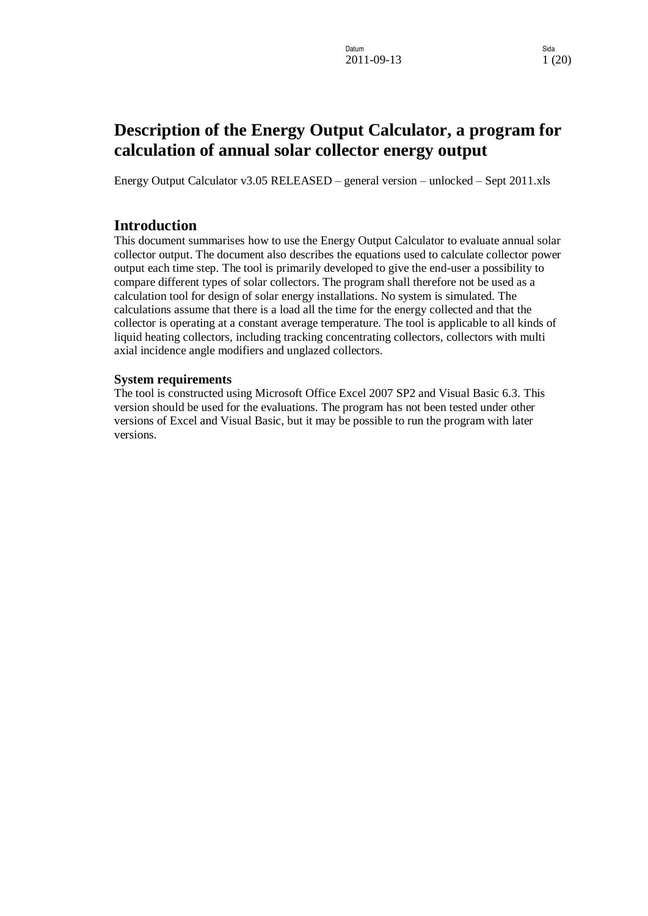# Description of the Energy Output Calculator, a program for calculation of annual solar collector energy output

Energy Output Calculator v3.05 RELEASED – general version – unlocked – Sept 2011.xls

## Introduction

This document summarises how to use the Energy Output Calculator to evaluate annual solar collector output. The document also describes the equations used to calculate collector power output each time step. The tool is primarily developed to give the end-user a possibility to compare different types of solar collectors. The program shall therefore not be used as a calculation tool for design of solar energy installations. No system is simulated. The calculations assume that there is a load all the time for the energy collected and that the collector is operating at a constant average temperature. The tool is applicable to all kinds of liquid heating collectors, including tracking concentrating collectors, collectors with multi axial incidence angle modifiers and unglazed collectors.

### System requirements

The tool is constructed using Microsoft Office Excel 2007 SP2 and Visual Basic 6.3. This version should be used for the evaluations. The program has not been tested under other versions of Excel and Visual Basic, but it may be possible to run the program with later versions.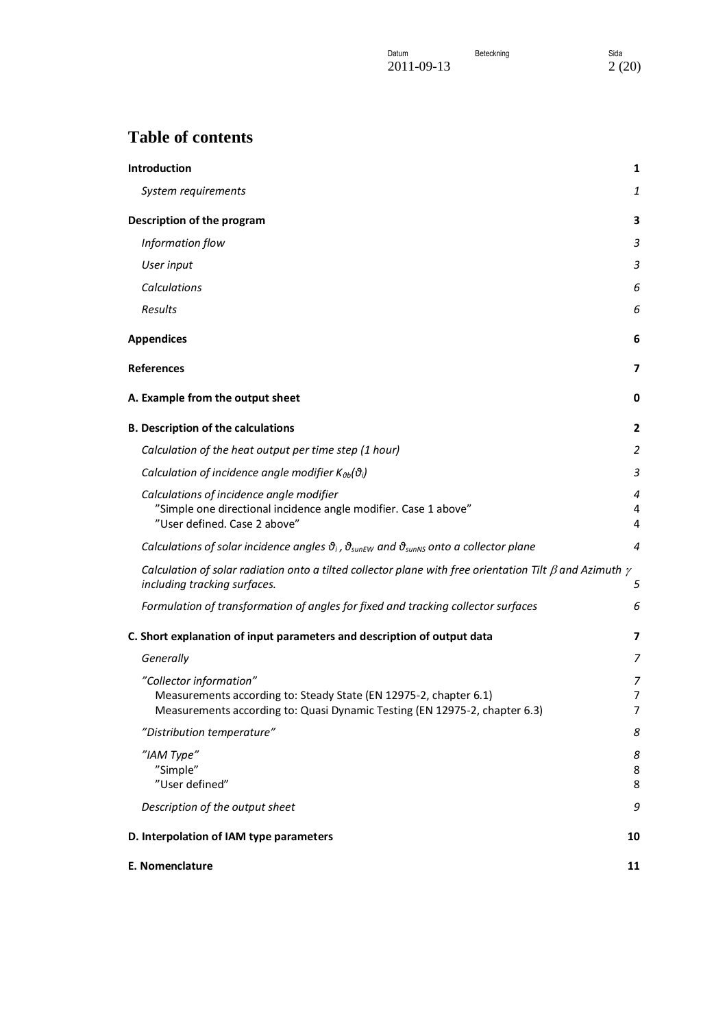# Table of contents

| | |
|---|---|
| **Introduction** | **1** |
| *System requirements* | *1* |
| **Description of the program** | **3** |
| *Information flow* | *3* |
| *User input* | *3* |
| *Calculations* | *6* |
| *Results* | *6* |
| **Appendices** | **6** |
| **References** | **7** |
| **A. Example from the output sheet** | **0** |
| **B. Description of the calculations** | **2** |
| *Calculation of the heat output per time step (1 hour)* | *2* |
| *Calculation of incidence angle modifier $K_{\vartheta b}(\vartheta_i)$* | *3* |
| *Calculations of incidence angle modifier* | *4* |
| ”Simple one directional incidence angle modifier. Case 1 above” | 4 |
| ”User defined. Case 2 above” | 4 |
| *Calculations of solar incidence angles $\vartheta_i$, $\vartheta_{sunEW}$ and $\vartheta_{sunNS}$ onto a collector plane* | *4* |
| *Calculation of solar radiation onto a tilted collector plane with free orientation Tilt $\beta$ and Azimuth $\gamma$ including tracking surfaces.* | *5* |
| *Formulation of transformation of angles for fixed and tracking collector surfaces* | *6* |
| **C. Short explanation of input parameters and description of output data** | **7** |
| *Generally* | *7* |
| *”Collector information”* | *7* |
| Measurements according to: Steady State (EN 12975-2, chapter 6.1) | 7 |
| Measurements according to: Quasi Dynamic Testing (EN 12975-2, chapter 6.3) | 7 |
| *”Distribution temperature”* | *8* |
| *”IAM Type”* | *8* |
| ”Simple” | 8 |
| ”User defined” | 8 |
| *Description of the output sheet* | *9* |
| **D. Interpolation of IAM type parameters** | **10** |
| **E. Nomenclature** | **11** |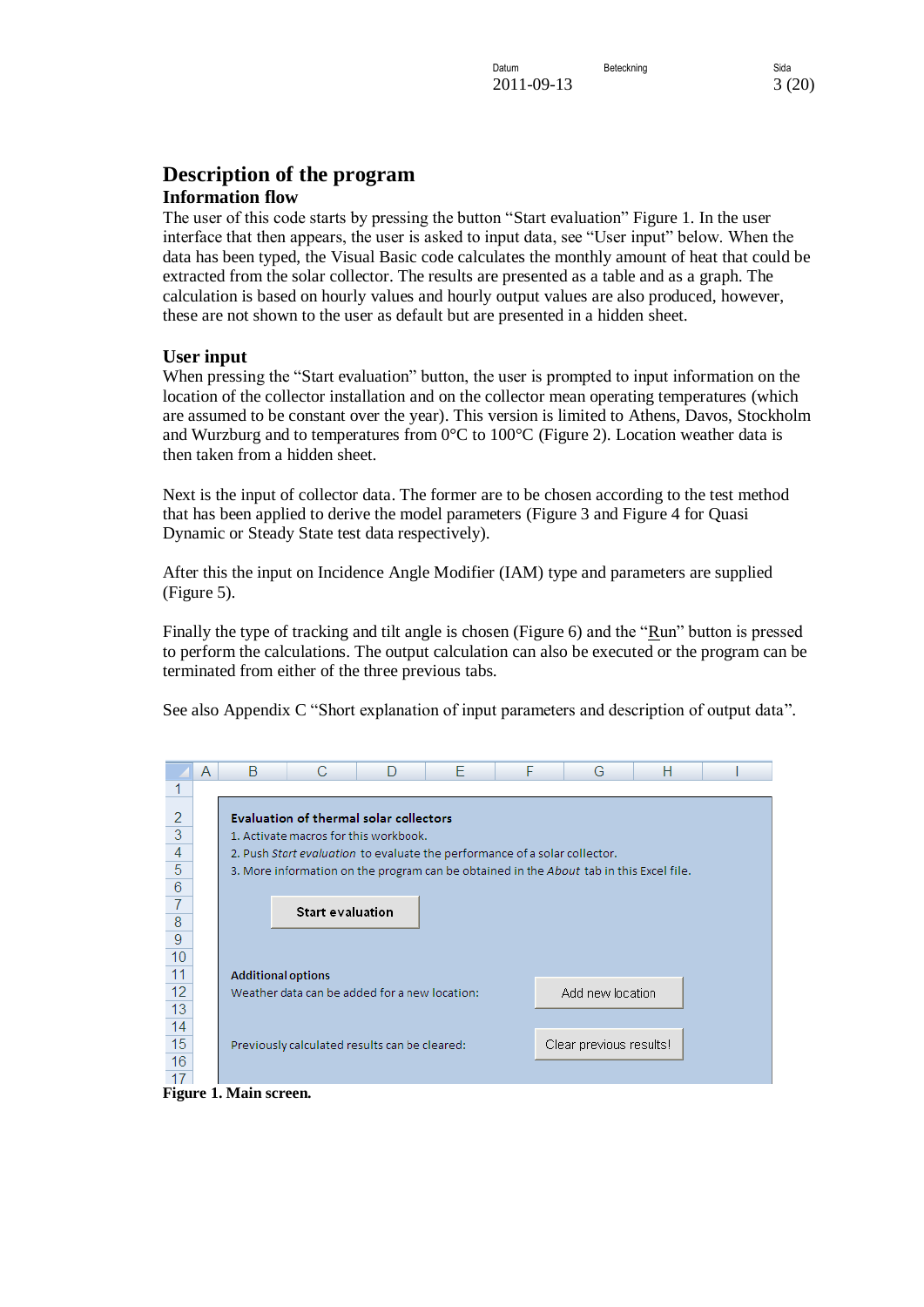# Description of the program

## Information flow

The user of this code starts by pressing the button "Start evaluation" Figure 1. In the user interface that then appears, the user is asked to input data, see "User input" below. When the data has been typed, the Visual Basic code calculates the monthly amount of heat that could be extracted from the solar collector. The results are presented as a table and as a graph. The calculation is based on hourly values and hourly output values are also produced, however, these are not shown to the user as default but are presented in a hidden sheet.

## User input

When pressing the "Start evaluation" button, the user is prompted to input information on the location of the collector installation and on the collector mean operating temperatures (which are assumed to be constant over the year). This version is limited to Athens, Davos, Stockholm and Wurzburg and to temperatures from 0°C to 100°C (Figure 2). Location weather data is then taken from a hidden sheet.

Next is the input of collector data. The former are to be chosen according to the test method that has been applied to derive the model parameters (Figure 3 and Figure 4 for Quasi Dynamic or Steady State test data respectively).

After this the input on Incidence Angle Modifier (IAM) type and parameters are supplied (Figure 5).

Finally the type of tracking and tilt angle is chosen (Figure 6) and the "Run" button is pressed to perform the calculations. The output calculation can also be executed or the program can be terminated from either of the three previous tabs.

See also Appendix C "Short explanation of input parameters and description of output data".

**Evaluation of thermal solar collectors**

1. Activate macros for this workbook.
2. Push *Start evaluation* to evaluate the performance of a solar collector.
3. More information on the program can be obtained in the *About* tab in this Excel file.

Start evaluation

**Additional options**

Weather data can be added for a new location: Add new location

Previously calculated results can be cleared: Clear previous results!

**Figure 1. Main screen.**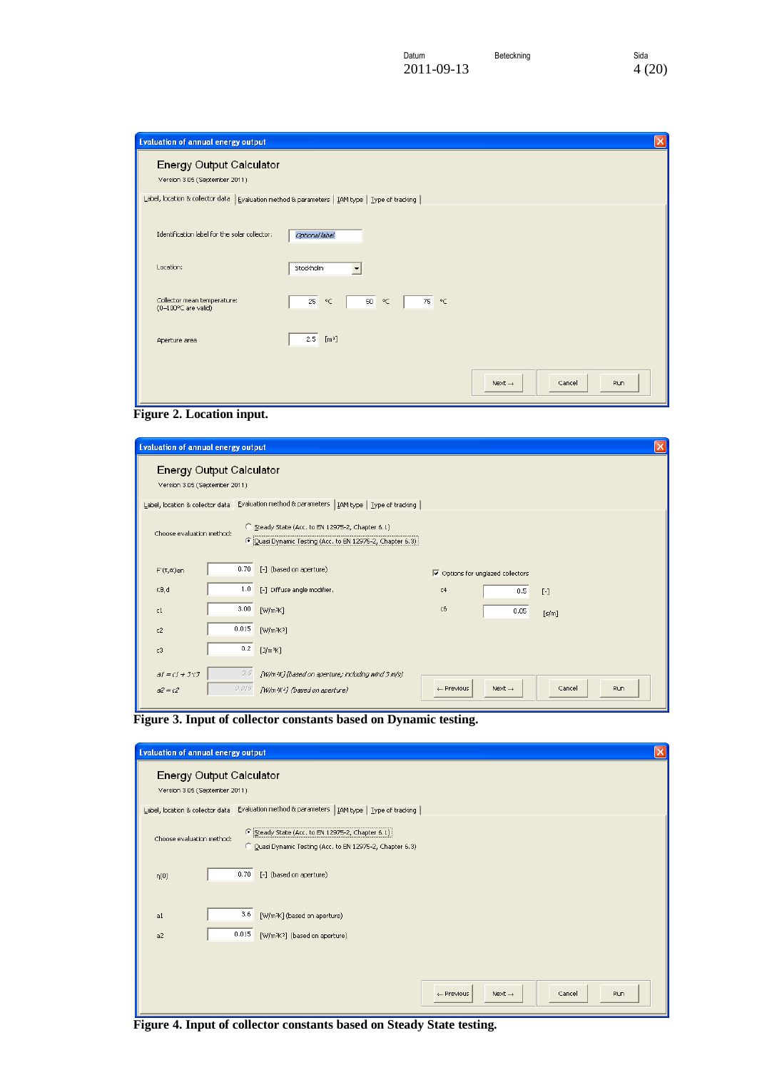**Evaluation of annual energy output**

Energy Output Calculator

Version 3.05 (September 2011)

Label, location & collector data | Evaluation method & parameters | IAM type | Type of tracking

Identification label for the solar collector: Optional label

Location: Stockholm

Collector mean temperature: (0–100°C are valid) 25 °C 50 °C 75 °C

Aperture area 2.5 [m²]

Next → Cancel Run

**Figure 2. Location input.**

**Evaluation of annual energy output**

Energy Output Calculator

Version 3.05 (September 2011)

Label, location & collector data | Evaluation method & parameters | IAM type | Type of tracking

Choose evaluation method:
- Steady State (Acc. to EN 12975-2, Chapter 6.1)
- Quasi Dynamic Testing (Acc. to EN 12975-2, Chapter 6.3)

| | | |
|---|---|---|
| F'(τ,α)en | 0.70 | [-] (based on aperture) |
| Kθ,d | 1.0 | [-] Diffuse angle modifier. |
| c1 | 3.00 | [W/m²K] |
| c2 | 0.015 | [W/m²K²] |
| c3 | 0.2 | [J/m³K] |
| a1 = c1 + 3·c3 | 3.6 | [W/m²K] (based on aperture, including wind 3 m/s) |
| a2 = c2 | 0.015 | [W/m²K²] (based on aperture) |

Options for unglazed collectors

| | | |
|---|---|---|
| c4 | 0.5 | [-] |
| c6 | 0.05 | [s/m] |

← Previous Next → Cancel Run

**Figure 3. Input of collector constants based on Dynamic testing.**

**Evaluation of annual energy output**

Energy Output Calculator

Version 3.05 (September 2011)

Label, location & collector data | Evaluation method & parameters | IAM type | Type of tracking

Choose evaluation method:
- Steady State (Acc. to EN 12975-2, Chapter 6.1)
- Quasi Dynamic Testing (Acc. to EN 12975-2, Chapter 6.3)

| | | |
|---|---|---|
| η(0) | 0.70 | [-] (based on aperture) |
| a1 | 3.6 | [W/m²K] (based on aperture) |
| a2 | 0.015 | [W/m²K²] (based on aperture) |

← Previous Next → Cancel Run

**Figure 4. Input of collector constants based on Steady State testing.**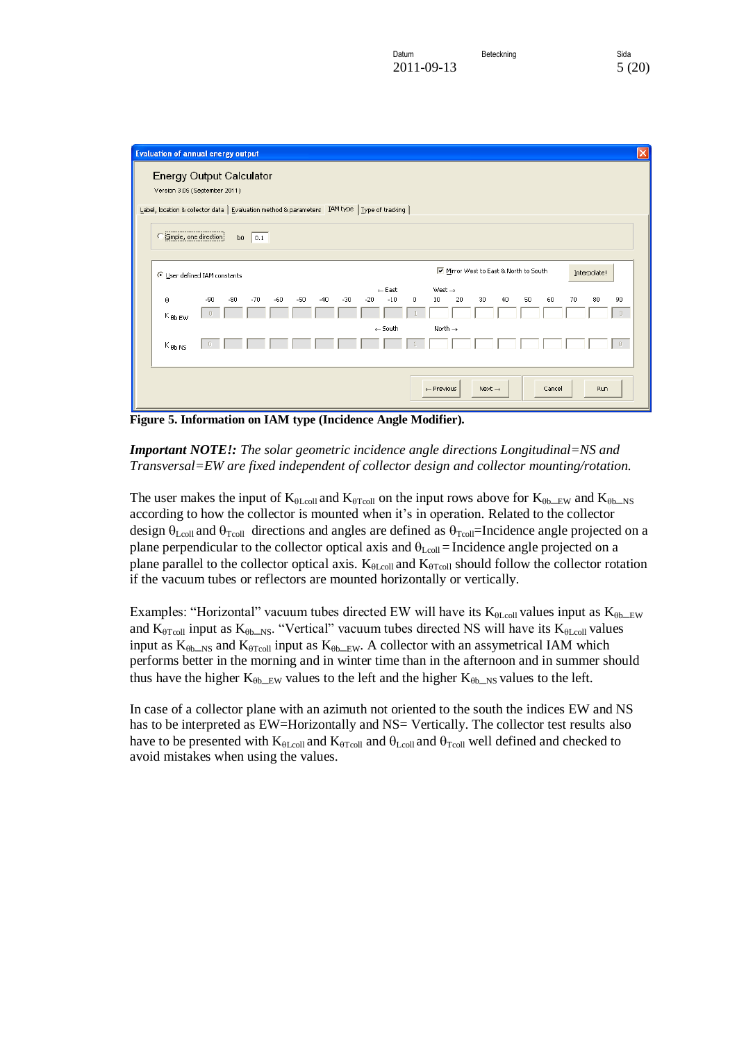Figure 5. Information on IAM type (Incidence Angle Modifier).

***Important NOTE!:*** *The solar geometric incidence angle directions Longitudinal=NS and Transversal=EW are fixed independent of collector design and collector mounting/rotation.*

The user makes the input of $K_{\theta Lcoll}$ and $K_{\theta Tcoll}$ on the input rows above for $K_{\theta b\_EW}$ and $K_{\theta b\_NS}$ according to how the collector is mounted when it's in operation. Related to the collector design $\theta_{Lcoll}$ and $\theta_{Tcoll}$ directions and angles are defined as $\theta_{Tcoll}$=Incidence angle projected on a plane perpendicular to the collector optical axis and $\theta_{Lcoll}$ = Incidence angle projected on a plane parallel to the collector optical axis. $K_{\theta Lcoll}$ and $K_{\theta Tcoll}$ should follow the collector rotation if the vacuum tubes or reflectors are mounted horizontally or vertically.

Examples: "Horizontal" vacuum tubes directed EW will have its $K_{\theta Lcoll}$ values input as $K_{\theta b\_EW}$ and $K_{\theta Tcoll}$ input as $K_{\theta b\_NS}$. "Vertical" vacuum tubes directed NS will have its $K_{\theta Lcoll}$ values input as $K_{\theta b\_NS}$ and $K_{\theta Tcoll}$ input as $K_{\theta b\_EW}$. A collector with an assymetrical IAM which performs better in the morning and in winter time than in the afternoon and in summer should thus have the higher $K_{\theta b\_EW}$ values to the left and the higher $K_{\theta b\_NS}$ values to the left.

In case of a collector plane with an azimuth not oriented to the south the indices EW and NS has to be interpreted as EW=Horizontally and NS= Vertically. The collector test results also have to be presented with $K_{\theta Lcoll}$ and $K_{\theta Tcoll}$ and $\theta_{Lcoll}$ and $\theta_{Tcoll}$ well defined and checked to avoid mistakes when using the values.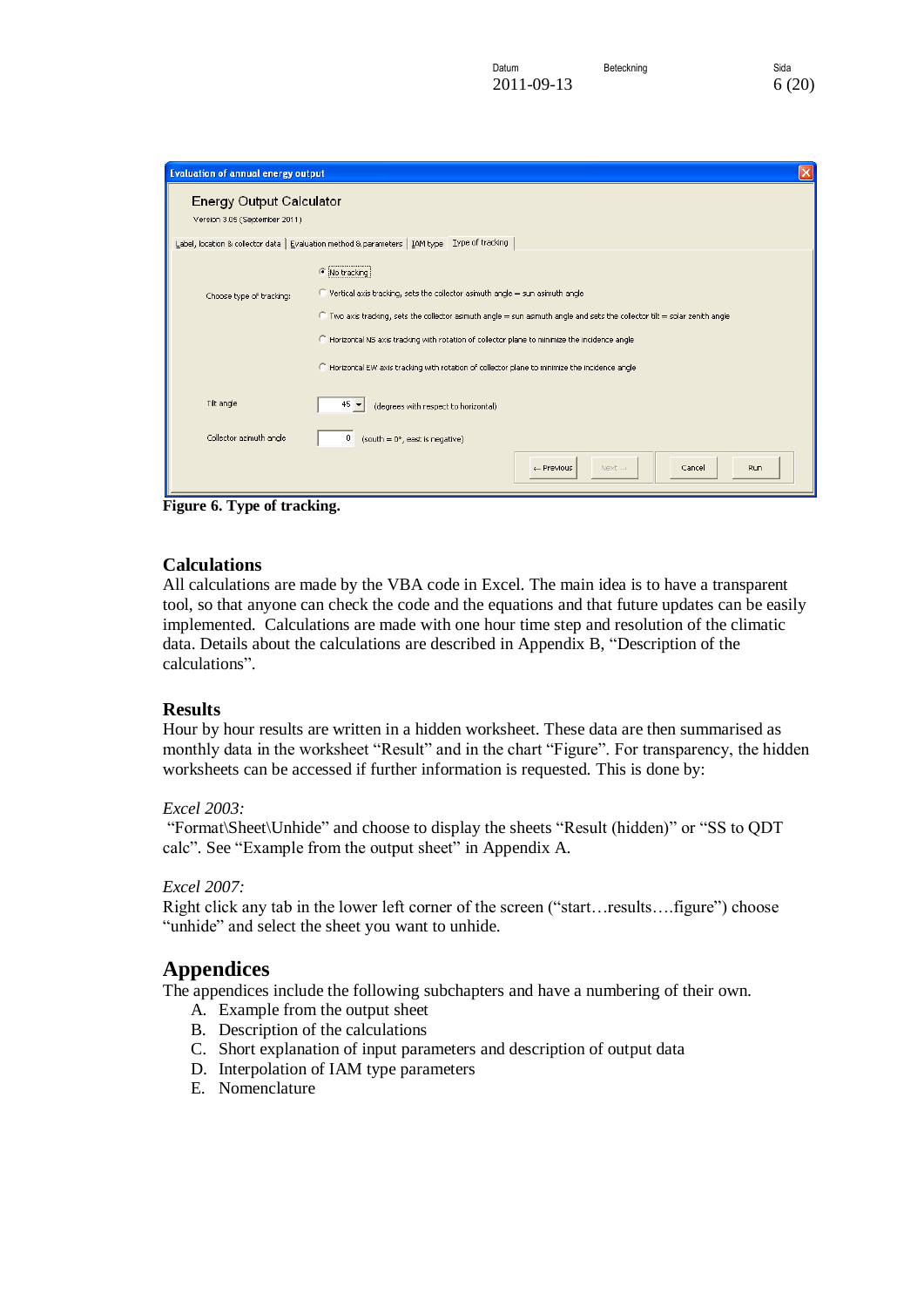Figure 6. Type of tracking.

## Calculations

All calculations are made by the VBA code in Excel. The main idea is to have a transparent tool, so that anyone can check the code and the equations and that future updates can be easily implemented. Calculations are made with one hour time step and resolution of the climatic data. Details about the calculations are described in Appendix B, "Description of the calculations".

## Results

Hour by hour results are written in a hidden worksheet. These data are then summarised as monthly data in the worksheet "Result" and in the chart "Figure". For transparency, the hidden worksheets can be accessed if further information is requested. This is done by:

*Excel 2003:*

"Format\Sheet\Unhide" and choose to display the sheets "Result (hidden)" or "SS to QDT calc". See "Example from the output sheet" in Appendix A.

*Excel 2007:*

Right click any tab in the lower left corner of the screen ("start…results….figure") choose "unhide" and select the sheet you want to unhide.

# Appendices

The appendices include the following subchapters and have a numbering of their own.

A. Example from the output sheet
B. Description of the calculations
C. Short explanation of input parameters and description of output data
D. Interpolation of IAM type parameters
E. Nomenclature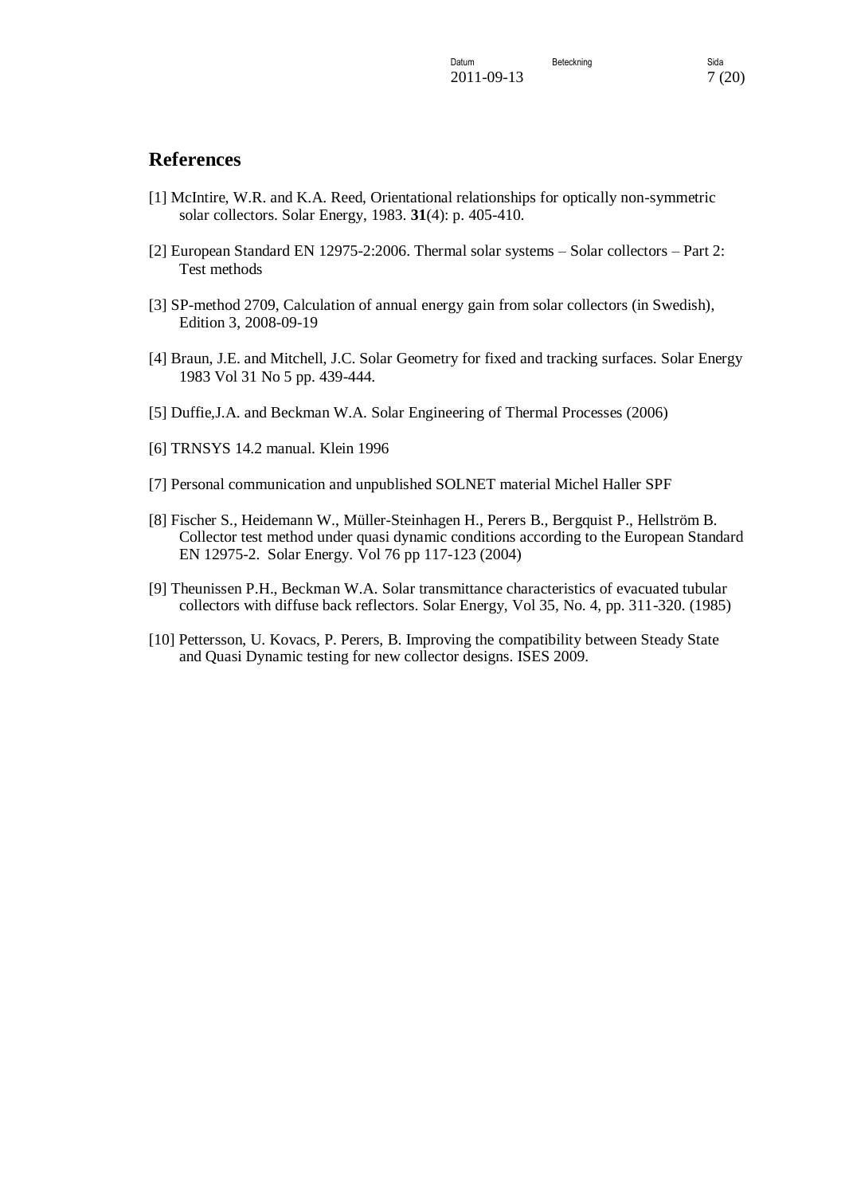# References

[1] McIntire, W.R. and K.A. Reed, Orientational relationships for optically non-symmetric solar collectors. Solar Energy, 1983. **31**(4): p. 405-410.

[2] European Standard EN 12975-2:2006. Thermal solar systems – Solar collectors – Part 2: Test methods

[3] SP-method 2709, Calculation of annual energy gain from solar collectors (in Swedish), Edition 3, 2008-09-19

[4] Braun, J.E. and Mitchell, J.C. Solar Geometry for fixed and tracking surfaces. Solar Energy 1983 Vol 31 No 5 pp. 439-444.

[5] Duffie,J.A. and Beckman W.A. Solar Engineering of Thermal Processes (2006)

[6] TRNSYS 14.2 manual. Klein 1996

[7] Personal communication and unpublished SOLNET material Michel Haller SPF

[8] Fischer S., Heidemann W., Müller-Steinhagen H., Perers B., Bergquist P., Hellström B. Collector test method under quasi dynamic conditions according to the European Standard EN 12975-2. Solar Energy. Vol 76 pp 117-123 (2004)

[9] Theunissen P.H., Beckman W.A. Solar transmittance characteristics of evacuated tubular collectors with diffuse back reflectors. Solar Energy, Vol 35, No. 4, pp. 311-320. (1985)

[10] Pettersson, U. Kovacs, P. Perers, B. Improving the compatibility between Steady State and Quasi Dynamic testing for new collector designs. ISES 2009.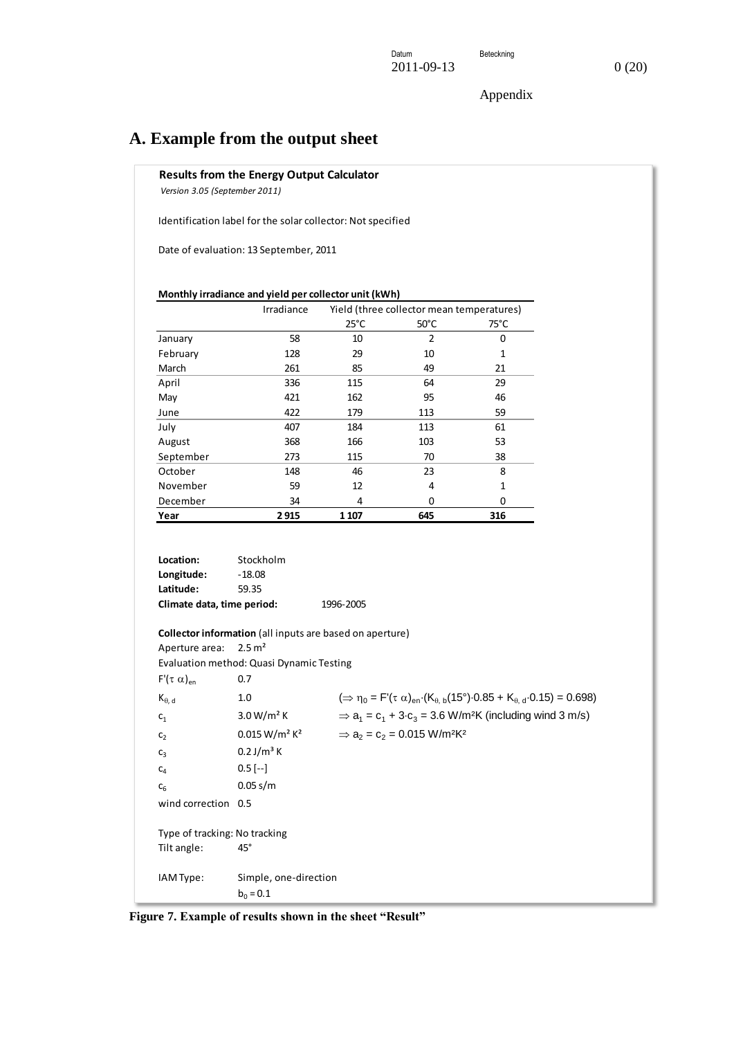Appendix

# A. Example from the output sheet

**Results from the Energy Output Calculator**

*Version 3.05 (September 2011)*

Identification label for the solar collector: Not specified

Date of evaluation: 13 September, 2011

**Monthly irradiance and yield per collector unit (kWh)**

| | Irradiance | Yield (three collector mean temperatures) | | |
|---|---|---|---|---|
| | | 25°C | 50°C | 75°C |
| January | 58 | 10 | 2 | 0 |
| February | 128 | 29 | 10 | 1 |
| March | 261 | 85 | 49 | 21 |
| April | 336 | 115 | 64 | 29 |
| May | 421 | 162 | 95 | 46 |
| June | 422 | 179 | 113 | 59 |
| July | 407 | 184 | 113 | 61 |
| August | 368 | 166 | 103 | 53 |
| September | 273 | 115 | 70 | 38 |
| October | 148 | 46 | 23 | 8 |
| November | 59 | 12 | 4 | 1 |
| December | 34 | 4 | 0 | 0 |
| **Year** | **2 915** | **1 107** | **645** | **316** |

**Location:** Stockholm
**Longitude:** -18.08
**Latitude:** 59.35
**Climate data, time period:** 1996-2005

**Collector information** (all inputs are based on aperture)

Aperture area: 2.5 m²

Evaluation method: Quasi Dynamic Testing

$F'(\tau\alpha)_{en}$ 0.7

$K_{\theta,d}$ 1.0 $(\Rightarrow \eta_0 = F'(\tau\alpha)_{en} \cdot (K_{\theta,b}(15°) \cdot 0.85 + K_{\theta,d} \cdot 0.15) = 0.698)$

$c_1$ 3.0 W/m² K $\Rightarrow a_1 = c_1 + 3 \cdot c_3 = 3.6$ W/m²K (including wind 3 m/s)

$c_2$ 0.015 W/m² K² $\Rightarrow a_2 = c_2 = 0.015$ W/m²K²

$c_3$ 0.2 J/m³ K

$c_4$ 0.5 [--]

$c_6$ 0.05 s/m

wind correction 0.5

Type of tracking: No tracking

Tilt angle: 45°

IAM Type: Simple, one-direction

$b_0 = 0.1$

**Figure 7. Example of results shown in the sheet "Result"**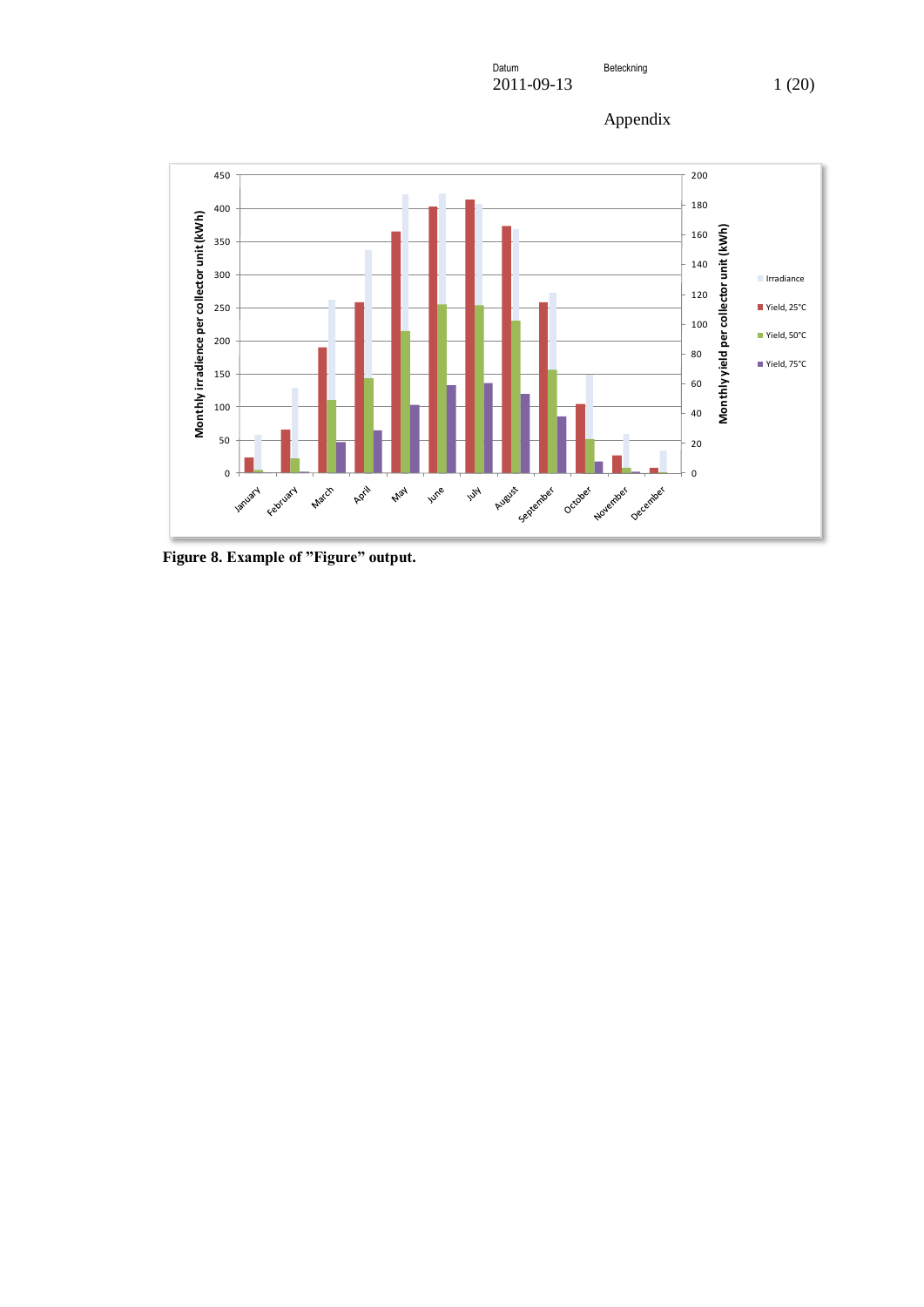Appendix

Figure 8. Example of "Figure" output.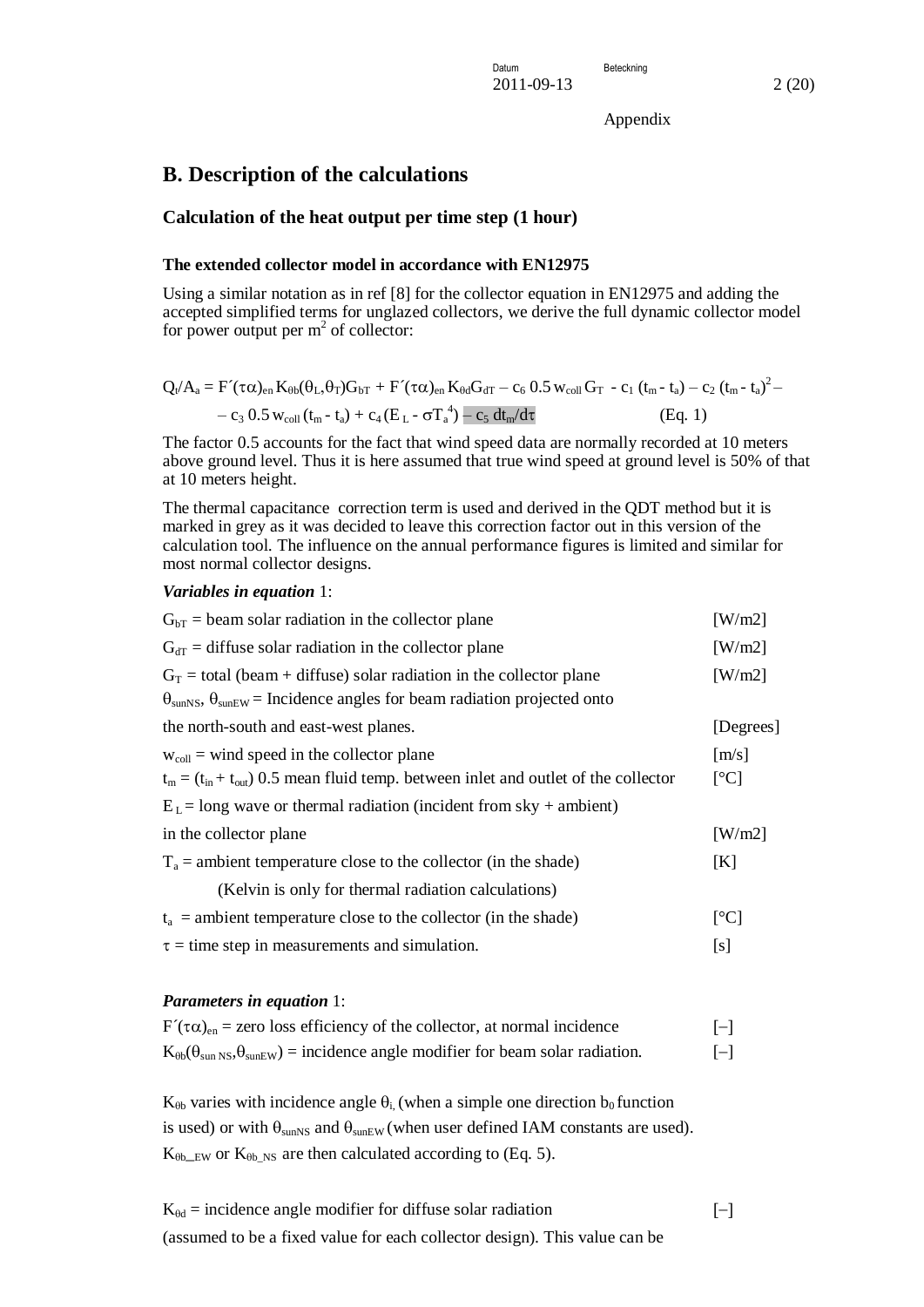Appendix

## B. Description of the calculations

### Calculation of the heat output per time step (1 hour)

#### The extended collector model in accordance with EN12975

Using a similar notation as in ref [8] for the collector equation in EN12975 and adding the accepted simplified terms for unglazed collectors, we derive the full dynamic collector model for power output per $m^2$ of collector:

$$Q_t/A_a = F'(\tau\alpha)_{en} K_{\theta b}(\theta_L,\theta_T)G_{bT} + F'(\tau\alpha)_{en} K_{\theta d}G_{dT} - c_6\, 0.5\, w_{coll}\, G_T - c_1\,(t_m - t_a) - c_2\,(t_m - t_a)^2 - c_3\, 0.5\, w_{coll}\,(t_m - t_a) + c_4\,(E_L - \sigma T_a^4) - c_5\, dt_m/d\tau \qquad \text{(Eq. 1)}$$

The factor 0.5 accounts for the fact that wind speed data are normally recorded at 10 meters above ground level. Thus it is here assumed that true wind speed at ground level is 50% of that at 10 meters height.

The thermal capacitance correction term is used and derived in the QDT method but it is marked in grey as it was decided to leave this correction factor out in this version of the calculation tool. The influence on the annual performance figures is limited and similar for most normal collector designs.

***Variables in equation*** 1:

| | |
|---|---|
| $G_{bT}$ = beam solar radiation in the collector plane | [W/m2] |
| $G_{dT}$ = diffuse solar radiation in the collector plane | [W/m2] |
| $G_T$ = total (beam + diffuse) solar radiation in the collector plane | [W/m2] |
| $\theta_{sunNS}$, $\theta_{sunEW}$ = Incidence angles for beam radiation projected onto the north-south and east-west planes. | [Degrees] |
| $w_{coll}$ = wind speed in the collector plane | [m/s] |
| $t_m = (t_{in} + t_{out})\, 0.5$ mean fluid temp. between inlet and outlet of the collector | [°C] |
| $E_L$ = long wave or thermal radiation (incident from sky + ambient) in the collector plane | [W/m2] |
| $T_a$ = ambient temperature close to the collector (in the shade) (Kelvin is only for thermal radiation calculations) | [K] |
| $t_a$ = ambient temperature close to the collector (in the shade) | [°C] |
| $\tau$ = time step in measurements and simulation. | [s] |

***Parameters in equation*** 1:

| | |
|---|---|
| $F'(\tau\alpha)_{en}$ = zero loss efficiency of the collector, at normal incidence | [–] |
| $K_{\theta b}(\theta_{sun\,NS},\theta_{sunEW})$ = incidence angle modifier for beam solar radiation. | [–] |

$K_{\theta b}$ varies with incidence angle $\theta_i$, (when a simple one direction $b_0$ function is used) or with $\theta_{sunNS}$ and $\theta_{sunEW}$ (when user defined IAM constants are used). $K_{\theta b\_EW}$ or $K_{\theta b\_NS}$ are then calculated according to (Eq. 5).

$K_{\theta d}$ = incidence angle modifier for diffuse solar radiation [–]
(assumed to be a fixed value for each collector design). This value can be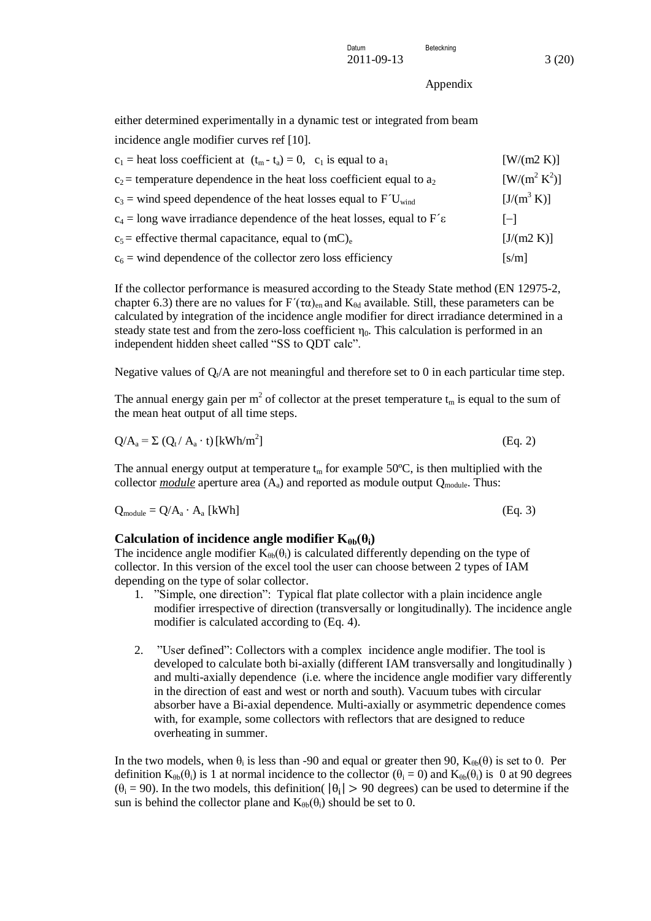either determined experimentally in a dynamic test or integrated from beam incidence angle modifier curves ref [10].

| | |
|---|---|
| $c_1$ = heat loss coefficient at $(t_m - t_a) = 0$, $c_1$ is equal to $a_1$ | [W/(m2 K)] |
| $c_2$ = temperature dependence in the heat loss coefficient equal to $a_2$ | [W/(m$^2$ K$^2$)] |
| $c_3$ = wind speed dependence of the heat losses equal to $F'U_{wind}$ | [J/(m$^3$ K)] |
| $c_4$ = long wave irradiance dependence of the heat losses, equal to $F'\varepsilon$ | [–] |
| $c_5$ = effective thermal capacitance, equal to $(mC)_e$ | [J/(m2 K)] |
| $c_6$ = wind dependence of the collector zero loss efficiency | [s/m] |

If the collector performance is measured according to the Steady State method (EN 12975-2, chapter 6.3) there are no values for $F'(\tau\alpha)_{en}$ and $K_{\theta d}$ available. Still, these parameters can be calculated by integration of the incidence angle modifier for direct irradiance determined in a steady state test and from the zero-loss coefficient $\eta_0$. This calculation is performed in an independent hidden sheet called "SS to QDT calc".

Negative values of $Q_t/A$ are not meaningful and therefore set to 0 in each particular time step.

The annual energy gain per m$^2$ of collector at the preset temperature $t_m$ is equal to the sum of the mean heat output of all time steps.

$$Q/A_a = \Sigma\,(Q_t / A_a \cdot t)\,[\text{kWh/m}^2] \qquad \text{(Eq. 2)}$$

The annual energy output at temperature $t_m$ for example 50ºC, is then multiplied with the collector ***module*** aperture area ($A_a$) and reported as module output $Q_{module}$. Thus:

$$Q_{module} = Q/A_a \cdot A_a\ [\text{kWh}] \qquad \text{(Eq. 3)}$$

### Calculation of incidence angle modifier $K_{\theta b}(\theta_i)$

The incidence angle modifier $K_{\theta b}(\theta_i)$ is calculated differently depending on the type of collector. In this version of the excel tool the user can choose between 2 types of IAM depending on the type of solar collector.

1. "Simple, one direction": Typical flat plate collector with a plain incidence angle modifier irrespective of direction (transversally or longitudinally). The incidence angle modifier is calculated according to (Eq. 4).

2. "User defined": Collectors with a complex incidence angle modifier. The tool is developed to calculate both bi-axially (different IAM transversally and longitudinally ) and multi-axially dependence (i.e. where the incidence angle modifier vary differently in the direction of east and west or north and south). Vacuum tubes with circular absorber have a Bi-axial dependence. Multi-axially or asymmetric dependence comes with, for example, some collectors with reflectors that are designed to reduce overheating in summer.

In the two models, when $\theta_i$ is less than -90 and equal or greater then 90, $K_{\theta b}(\theta)$ is set to 0. Per definition $K_{\theta b}(\theta_i)$ is 1 at normal incidence to the collector ($\theta_i = 0$) and $K_{\theta b}(\theta_i)$ is 0 at 90 degrees ($\theta_i = 90$). In the two models, this definition( $|\theta_i| > 90$ degrees) can be used to determine if the sun is behind the collector plane and $K_{\theta b}(\theta_i)$ should be set to 0.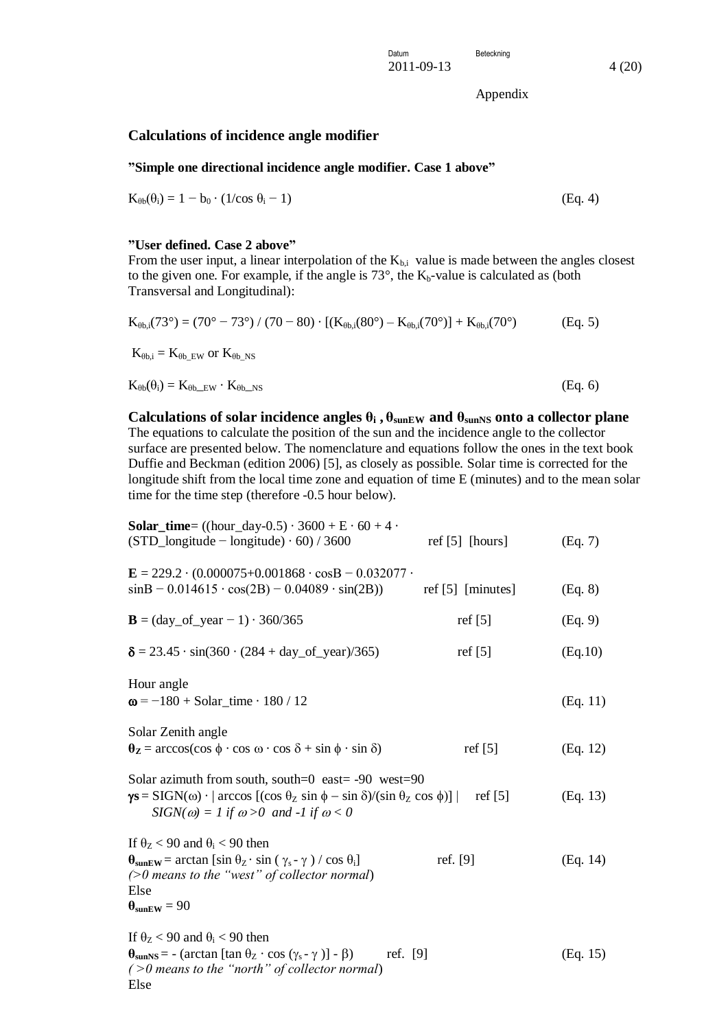Appendix

## Calculations of incidence angle modifier

**"Simple one directional incidence angle modifier. Case 1 above"**

$$K_{\theta b}(\theta_i) = 1 - b_0 \cdot (1/\cos \theta_i - 1) \qquad \text{(Eq. 4)}$$

**"User defined. Case 2 above"**

From the user input, a linear interpolation of the $K_{b,i}$ value is made between the angles closest to the given one. For example, if the angle is 73°, the $K_b$-value is calculated as (both Transversal and Longitudinal):

$$K_{\theta b,i}(73°) = (70° - 73°) / (70 - 80) \cdot [(K_{\theta b,i}(80°) - K_{\theta b,i}(70°)] + K_{\theta b,i}(70°) \qquad \text{(Eq. 5)}$$

$K_{\theta b,i} = K_{\theta b\_EW}$ or $K_{\theta b\_NS}$

$$K_{\theta b}(\theta_i) = K_{\theta b\_EW} \cdot K_{\theta b\_NS} \qquad \text{(Eq. 6)}$$

## Calculations of solar incidence angles $\theta_i$, $\theta_{sunEW}$ and $\theta_{sunNS}$ onto a collector plane

The equations to calculate the position of the sun and the incidence angle to the collector surface are presented below. The nomenclature and equations follow the ones in the text book Duffie and Beckman (edition 2006) [5], as closely as possible. Solar time is corrected for the longitude shift from the local time zone and equation of time E (minutes) and to the mean solar time for the time step (therefore -0.5 hour below).

**Solar_time**= ((hour_day-0.5) · 3600 + E · 60 + 4 · (STD_longitude − longitude) · 60) / 3600 ref [5] [hours] (Eq. 7)

$$\mathbf{E} = 229.2 \cdot (0.000075+0.001868 \cdot \cos B - 0.032077 \cdot \sin B - 0.014615 \cdot \cos(2B) - 0.04089 \cdot \sin(2B)) \quad \text{ref [5] [minutes]} \qquad \text{(Eq. 8)}$$

$$\mathbf{B} = (\text{day\_of\_year} - 1) \cdot 360/365 \quad \text{ref [5]} \qquad \text{(Eq. 9)}$$

$$\delta = 23.45 \cdot \sin(360 \cdot (284 + \text{day\_of\_year})/365) \quad \text{ref [5]} \qquad \text{(Eq.10)}$$

Hour angle

$$\omega = -180 + \text{Solar\_time} \cdot 180 / 12 \qquad \text{(Eq. 11)}$$

Solar Zenith angle

$$\theta_Z = \arccos(\cos \phi \cdot \cos \omega \cdot \cos \delta + \sin \phi \cdot \sin \delta) \quad \text{ref [5]} \qquad \text{(Eq. 12)}$$

Solar azimuth from south, south=0 east= -90 west=90

$$\gamma_s = \text{SIGN}(\omega) \cdot | \arccos [(\cos \theta_Z \sin \phi - \sin \delta)/(\sin \theta_Z \cos \phi)] | \quad \text{ref [5]} \qquad \text{(Eq. 13)}$$

*$SIGN(\omega) = 1$ if $\omega > 0$ and $-1$ if $\omega < 0$*

If $\theta_Z < 90$ and $\theta_i < 90$ then

$$\theta_{sunEW} = \arctan [\sin \theta_Z \cdot \sin ( \gamma_s - \gamma ) / \cos \theta_i] \quad \text{ref. [9]} \qquad \text{(Eq. 14)}$$

*(>0 means to the "west" of collector normal*)

Else

$\theta_{sunEW} = 90$

If $\theta_Z < 90$ and $\theta_i < 90$ then

$$\theta_{sunNS} = - (\arctan [\tan \theta_Z \cdot \cos (\gamma_s - \gamma )] - \beta) \quad \text{ref. [9]} \qquad \text{(Eq. 15)}$$

*( >0 means to the "north" of collector normal*)

Else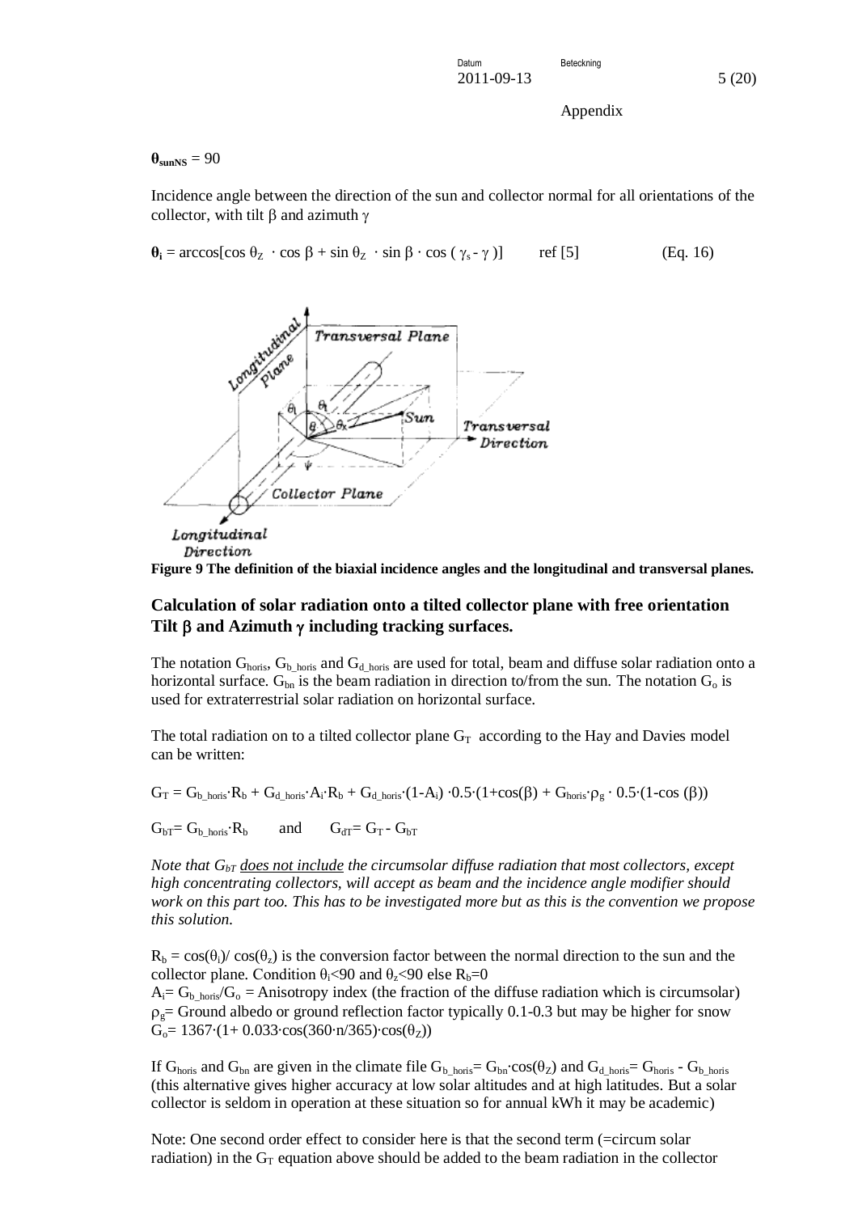Appendix

$\theta_{sunNS} = 90$

Incidence angle between the direction of the sun and collector normal for all orientations of the collector, with tilt $\beta$ and azimuth $\gamma$

$\theta_i = \arccos[\cos\theta_Z \cdot \cos\beta + \sin\theta_Z \cdot \sin\beta \cdot \cos(\gamma_s - \gamma)]$ ref [5] (Eq. 16)

**Figure 9 The definition of the biaxial incidence angles and the longitudinal and transversal planes.**

## Calculation of solar radiation onto a tilted collector plane with free orientation Tilt $\beta$ and Azimuth $\gamma$ including tracking surfaces.

The notation $G_{horis}$, $G_{b\_horis}$ and $G_{d\_horis}$ are used for total, beam and diffuse solar radiation onto a horizontal surface. $G_{bn}$ is the beam radiation in direction to/from the sun. The notation $G_o$ is used for extraterrestrial solar radiation on horizontal surface.

The total radiation on to a tilted collector plane $G_T$ according to the Hay and Davies model can be written:

$$G_T = G_{b\_horis} \cdot R_b + G_{d\_horis} \cdot A_i \cdot R_b + G_{d\_horis} \cdot (1-A_i) \cdot 0.5 \cdot (1+\cos(\beta)) + G_{horis} \cdot \rho_g \cdot 0.5 \cdot (1-\cos(\beta))$$

$G_{bT} = G_{b\_horis} \cdot R_b$ and $G_{dT} = G_T - G_{bT}$

*Note that $G_{bT}$ <u>does not include</u> the circumsolar diffuse radiation that most collectors, except high concentrating collectors, will accept as beam and the incidence angle modifier should work on this part too. This has to be investigated more but as this is the convention we propose this solution.*

$R_b = \cos(\theta_i) / \cos(\theta_z)$ is the conversion factor between the normal direction to the sun and the collector plane. Condition $\theta_i < 90$ and $\theta_z < 90$ else $R_b = 0$
$A_i = G_{b\_horis} / G_o$ = Anisotropy index (the fraction of the diffuse radiation which is circumsolar)
$\rho_g$ = Ground albedo or ground reflection factor typically 0.1-0.3 but may be higher for snow
$G_o = 1367 \cdot (1 + 0.033 \cdot \cos(360 \cdot n/365) \cdot \cos(\theta_Z))$

If $G_{horis}$ and $G_{bn}$ are given in the climate file $G_{b\_horis} = G_{bn} \cdot \cos(\theta_Z)$ and $G_{d\_horis} = G_{horis} - G_{b\_horis}$ (this alternative gives higher accuracy at low solar altitudes and at high latitudes. But a solar collector is seldom in operation at these situation so for annual kWh it may be academic)

Note: One second order effect to consider here is that the second term (=circum solar radiation) in the $G_T$ equation above should be added to the beam radiation in the collector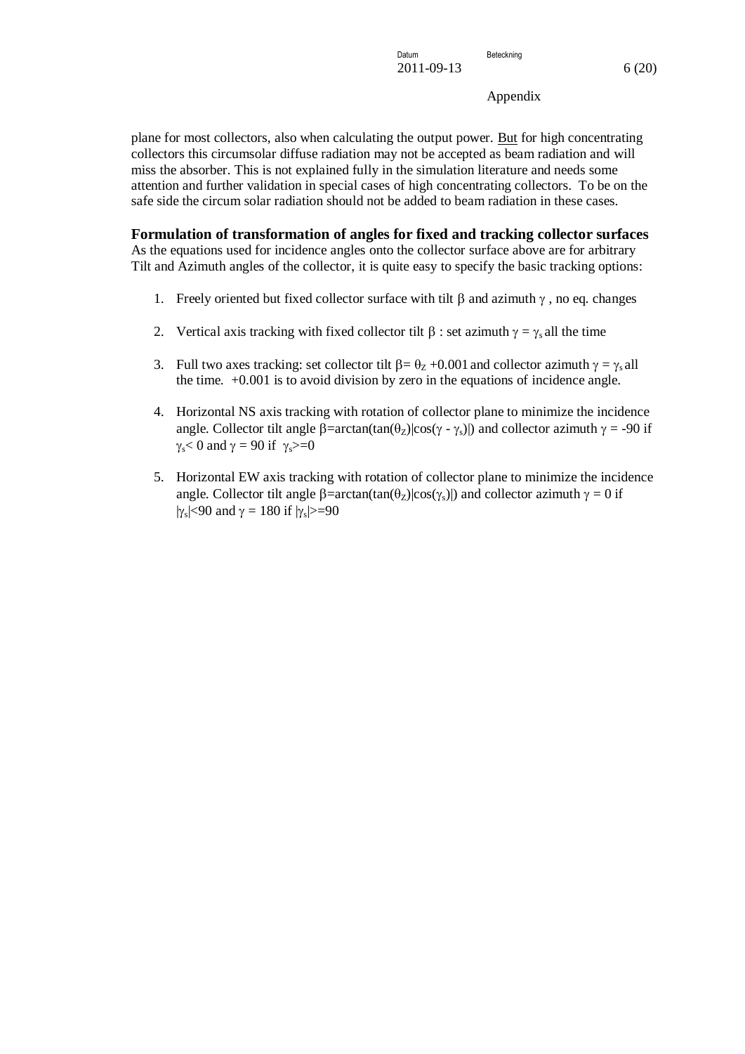plane for most collectors, also when calculating the output power. But for high concentrating collectors this circumsolar diffuse radiation may not be accepted as beam radiation and will miss the absorber. This is not explained fully in the simulation literature and needs some attention and further validation in special cases of high concentrating collectors. To be on the safe side the circum solar radiation should not be added to beam radiation in these cases.

**Formulation of transformation of angles for fixed and tracking collector surfaces**

As the equations used for incidence angles onto the collector surface above are for arbitrary Tilt and Azimuth angles of the collector, it is quite easy to specify the basic tracking options:

1. Freely oriented but fixed collector surface with tilt $\beta$ and azimuth $\gamma$ , no eq. changes
2. Vertical axis tracking with fixed collector tilt $\beta$ : set azimuth $\gamma = \gamma_s$ all the time
3. Full two axes tracking: set collector tilt $\beta = \theta_Z + 0.001$ and collector azimuth $\gamma = \gamma_s$ all the time. +0.001 is to avoid division by zero in the equations of incidence angle.
4. Horizontal NS axis tracking with rotation of collector plane to minimize the incidence angle. Collector tilt angle $\beta = \arctan(\tan(\theta_Z)|\cos(\gamma - \gamma_s)|)$ and collector azimuth $\gamma = -90$ if $\gamma_s < 0$ and $\gamma = 90$ if $\gamma_s >= 0$
5. Horizontal EW axis tracking with rotation of collector plane to minimize the incidence angle. Collector tilt angle $\beta = \arctan(\tan(\theta_Z)|\cos(\gamma_s)|)$ and collector azimuth $\gamma = 0$ if $|\gamma_s| < 90$ and $\gamma = 180$ if $|\gamma_s| >= 90$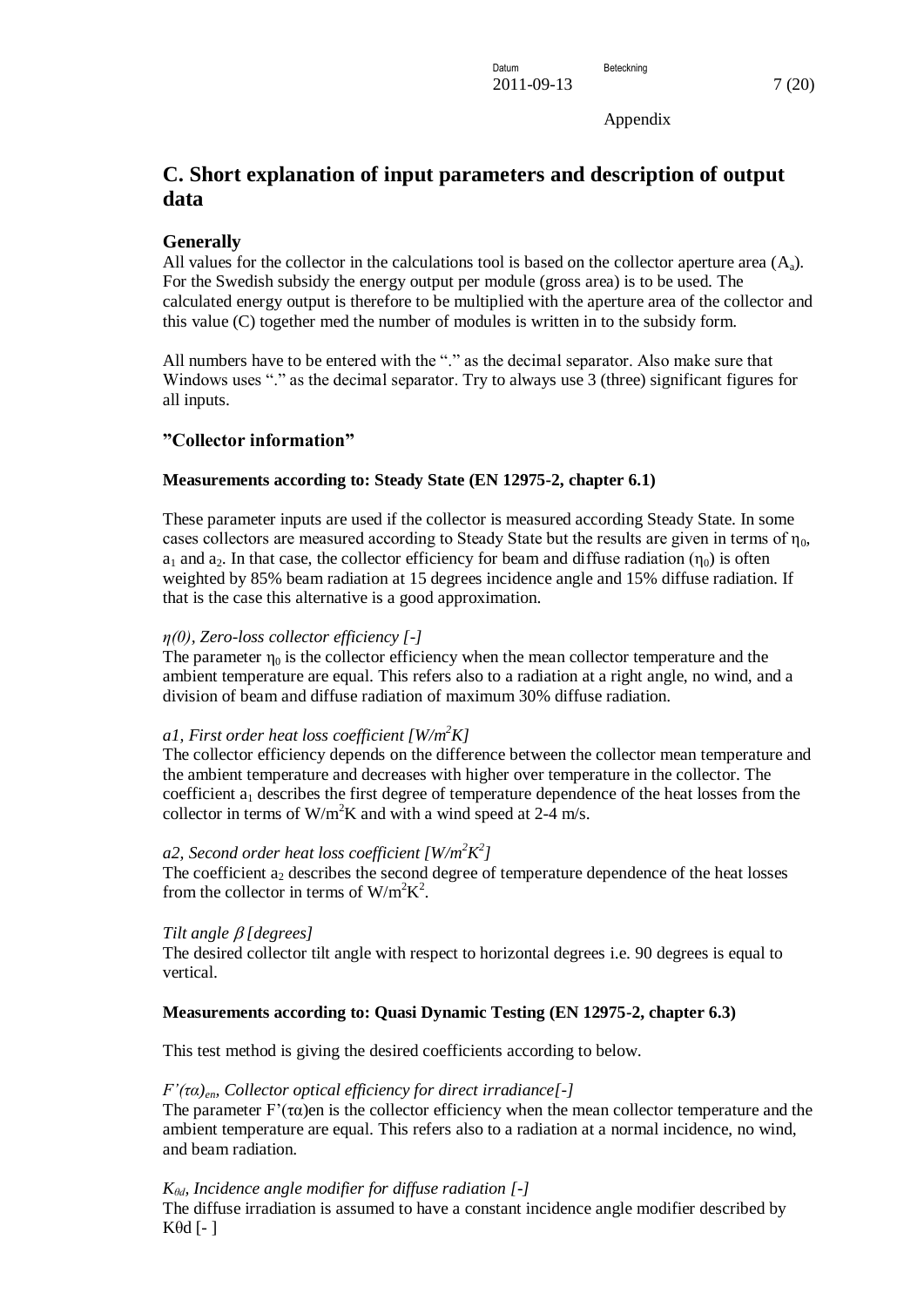Appendix

## C. Short explanation of input parameters and description of output data

### Generally

All values for the collector in the calculations tool is based on the collector aperture area ($A_a$). For the Swedish subsidy the energy output per module (gross area) is to be used. The calculated energy output is therefore to be multiplied with the aperture area of the collector and this value (C) together med the number of modules is written in to the subsidy form.

All numbers have to be entered with the "." as the decimal separator. Also make sure that Windows uses "." as the decimal separator. Try to always use 3 (three) significant figures for all inputs.

### "Collector information"

**Measurements according to: Steady State (EN 12975-2, chapter 6.1)**

These parameter inputs are used if the collector is measured according Steady State. In some cases collectors are measured according to Steady State but the results are given in terms of $\eta_0$, $a_1$ and $a_2$. In that case, the collector efficiency for beam and diffuse radiation ($\eta_0$) is often weighted by 85% beam radiation at 15 degrees incidence angle and 15% diffuse radiation. If that is the case this alternative is a good approximation.

*η(0), Zero-loss collector efficiency [-]*

The parameter $\eta_0$ is the collector efficiency when the mean collector temperature and the ambient temperature are equal. This refers also to a radiation at a right angle, no wind, and a division of beam and diffuse radiation of maximum 30% diffuse radiation.

*a1, First order heat loss coefficient [W/m²K]*

The collector efficiency depends on the difference between the collector mean temperature and the ambient temperature and decreases with higher over temperature in the collector. The coefficient $a_1$ describes the first degree of temperature dependence of the heat losses from the collector in terms of $W/m^2K$ and with a wind speed at 2-4 m/s.

*a2, Second order heat loss coefficient [W/m²K²]*

The coefficient $a_2$ describes the second degree of temperature dependence of the heat losses from the collector in terms of $W/m^2K^2$.

*Tilt angle β [degrees]*

The desired collector tilt angle with respect to horizontal degrees i.e. 90 degrees is equal to vertical.

**Measurements according to: Quasi Dynamic Testing (EN 12975-2, chapter 6.3)**

This test method is giving the desired coefficients according to below.

*$F'(\tau\alpha)_{en}$, Collector optical efficiency for direct irradiance[-]*

The parameter $F'(\tau\alpha)$en is the collector efficiency when the mean collector temperature and the ambient temperature are equal. This refers also to a radiation at a normal incidence, no wind, and beam radiation.

*$K_{\theta d}$, Incidence angle modifier for diffuse radiation [-]*

The diffuse irradiation is assumed to have a constant incidence angle modifier described by Kθd [- ]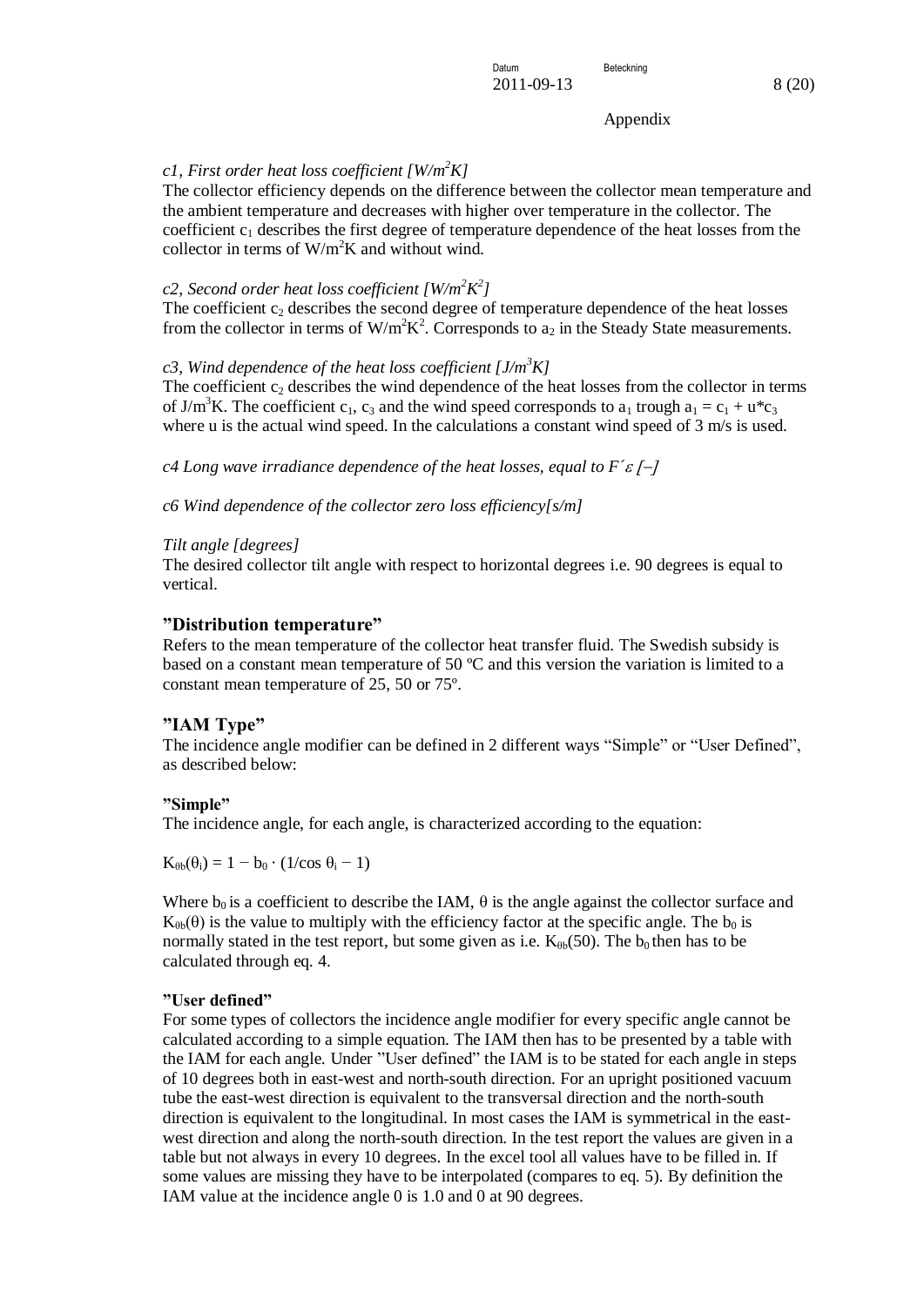Appendix

*c1, First order heat loss coefficient [W/m²K]*

The collector efficiency depends on the difference between the collector mean temperature and the ambient temperature and decreases with higher over temperature in the collector. The coefficient $c_1$ describes the first degree of temperature dependence of the heat losses from the collector in terms of $W/m^2K$ and without wind.

*c2, Second order heat loss coefficient [W/m²K²]*

The coefficient $c_2$ describes the second degree of temperature dependence of the heat losses from the collector in terms of $W/m^2K^2$. Corresponds to $a_2$ in the Steady State measurements.

*c3, Wind dependence of the heat loss coefficient [J/m³K]*

The coefficient $c_2$ describes the wind dependence of the heat losses from the collector in terms of $J/m^3K$. The coefficient $c_1$, $c_3$ and the wind speed corresponds to $a_1$ trough $a_1 = c_1 + u{*}c_3$ where u is the actual wind speed. In the calculations a constant wind speed of 3 m/s is used.

*c4 Long wave irradiance dependence of the heat losses, equal to $F'\varepsilon$ [–]*

*c6 Wind dependence of the collector zero loss efficiency[s/m]*

*Tilt angle [degrees]*

The desired collector tilt angle with respect to horizontal degrees i.e. 90 degrees is equal to vertical.

### ”Distribution temperature”

Refers to the mean temperature of the collector heat transfer fluid. The Swedish subsidy is based on a constant mean temperature of 50 ºC and this version the variation is limited to a constant mean temperature of 25, 50 or 75º.

### ”IAM Type”

The incidence angle modifier can be defined in 2 different ways “Simple” or “User Defined”, as described below:

**”Simple”**

The incidence angle, for each angle, is characterized according to the equation:

$$K_{\theta b}(\theta_i) = 1 - b_0 \cdot (1/\cos\theta_i - 1)$$

Where $b_0$ is a coefficient to describe the IAM, θ is the angle against the collector surface and $K_{\theta b}(\theta)$ is the value to multiply with the efficiency factor at the specific angle. The $b_0$ is normally stated in the test report, but some given as i.e. $K_{\theta b}(50)$. The $b_0$ then has to be calculated through eq. 4.

**”User defined”**

For some types of collectors the incidence angle modifier for every specific angle cannot be calculated according to a simple equation. The IAM then has to be presented by a table with the IAM for each angle. Under ”User defined” the IAM is to be stated for each angle in steps of 10 degrees both in east-west and north-south direction. For an upright positioned vacuum tube the east-west direction is equivalent to the transversal direction and the north-south direction is equivalent to the longitudinal. In most cases the IAM is symmetrical in the east-west direction and along the north-south direction. In the test report the values are given in a table but not always in every 10 degrees. In the excel tool all values have to be filled in. If some values are missing they have to be interpolated (compares to eq. 5). By definition the IAM value at the incidence angle 0 is 1.0 and 0 at 90 degrees.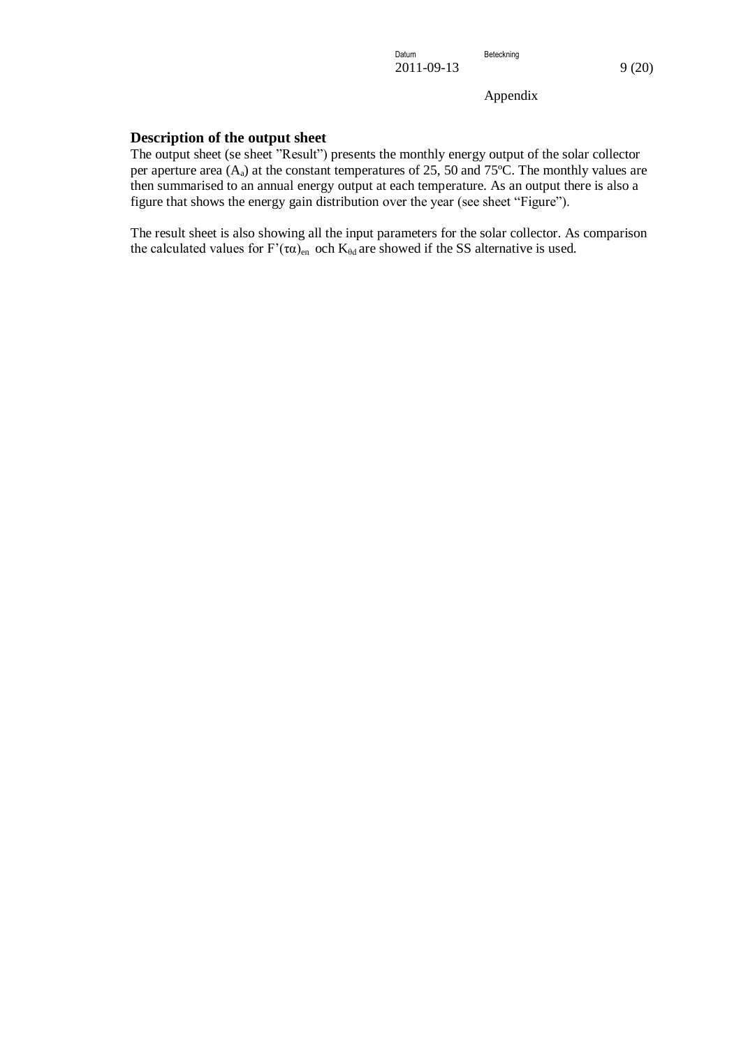Appendix

### Description of the output sheet

The output sheet (se sheet "Result") presents the monthly energy output of the solar collector per aperture area ($A_a$) at the constant temperatures of 25, 50 and 75ºC. The monthly values are then summarised to an annual energy output at each temperature. As an output there is also a figure that shows the energy gain distribution over the year (see sheet "Figure").

The result sheet is also showing all the input parameters for the solar collector. As comparison the calculated values for $F'(\tau\alpha)_{en}$ och $K_{\theta d}$ are showed if the SS alternative is used.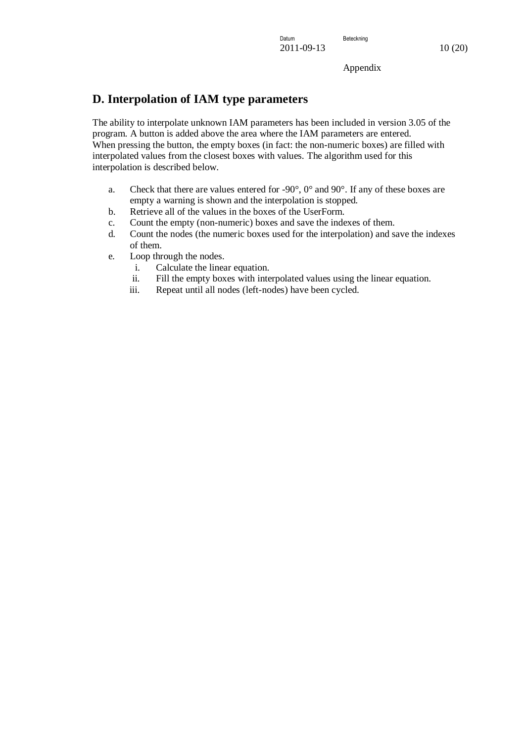Appendix

## D. Interpolation of IAM type parameters

The ability to interpolate unknown IAM parameters has been included in version 3.05 of the program. A button is added above the area where the IAM parameters are entered. When pressing the button, the empty boxes (in fact: the non-numeric boxes) are filled with interpolated values from the closest boxes with values. The algorithm used for this interpolation is described below.

a. Check that there are values entered for -90°, 0° and 90°. If any of these boxes are empty a warning is shown and the interpolation is stopped.
b. Retrieve all of the values in the boxes of the UserForm.
c. Count the empty (non-numeric) boxes and save the indexes of them.
d. Count the nodes (the numeric boxes used for the interpolation) and save the indexes of them.
e. Loop through the nodes.
   i. Calculate the linear equation.
   ii. Fill the empty boxes with interpolated values using the linear equation.
   iii. Repeat until all nodes (left-nodes) have been cycled.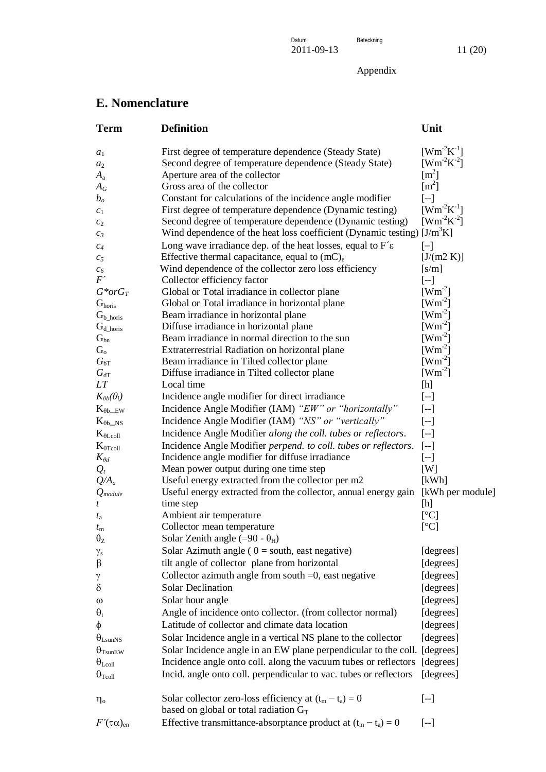Appendix

## E. Nomenclature

| Term | Definition | Unit |
|---|---|---|
| $a_1$ | First degree of temperature dependence (Steady State) | $[Wm^{-2}K^{-1}]$ |
| $a_2$ | Second degree of temperature dependence (Steady State) | $[Wm^{-2}K^{-2}]$ |
| $A_a$ | Aperture area of the collector | $[m^2]$ |
| $A_G$ | Gross area of the collector | $[m^2]$ |
| $b_o$ | Constant for calculations of the incidence angle modifier | [--] |
| $c_1$ | First degree of temperature dependence (Dynamic testing) | $[Wm^{-2}K^{-1}]$ |
| $c_2$ | Second degree of temperature dependence (Dynamic testing) | $[Wm^{-2}K^{-2}]$ |
| $c_3$ | Wind dependence of the heat loss coefficient (Dynamic testing) | $[J/m^3K]$ |
| $c_4$ | Long wave irradiance dep. of the heat losses, equal to $F'\varepsilon$ | [–] |
| $c_5$ | Effective thermal capacitance, equal to $(mC)_e$ | [J/(m2 K)] |
| $c_6$ | Wind dependence of the collector zero loss efficiency | [s/m] |
| $F'$ | Collector efficiency factor | [--] |
| $G^* or G_T$ | Global or Total irradiance in collector plane | $[Wm^{-2}]$ |
| $G_{horis}$ | Global or Total irradiance in horizontal plane | $[Wm^{-2}]$ |
| $G_{b\_horis}$ | Beam irradiance in horizontal plane | $[Wm^{-2}]$ |
| $G_{d\_horis}$ | Diffuse irradiance in horizontal plane | $[Wm^{-2}]$ |
| $G_{bn}$ | Beam irradiance in normal direction to the sun | $[Wm^{-2}]$ |
| $G_o$ | Extraterrestrial Radiation on horizontal plane | $[Wm^{-2}]$ |
| $G_{bT}$ | Beam irradiance in Tilted collector plane | $[Wm^{-2}]$ |
| $G_{dT}$ | Diffuse irradiance in Tilted collector plane | $[Wm^{-2}]$ |
| $LT$ | Local time | [h] |
| $K_{\theta b}(\theta_i)$ | Incidence angle modifier for direct irradiance | [--] |
| $K_{\theta b\_EW}$ | Incidence Angle Modifier (IAM) *"EW" or "horizontally"* | [--] |
| $K_{\theta b\_NS}$ | Incidence Angle Modifier (IAM) *"NS" or "vertically"* | [--] |
| $K_{\theta Lcoll}$ | Incidence Angle Modifier *along the coll. tubes or reflectors*. | [--] |
| $K_{\theta Tcoll}$ | Incidence Angle Modifier *perpend. to coll. tubes or reflectors*. | [--] |
| $K_{\theta d}$ | Incidence angle modifier for diffuse irradiance | [--] |
| $Q_t$ | Mean power output during one time step | [W] |
| $Q/A_a$ | Useful energy extracted from the collector per m2 | [kWh] |
| $Q_{module}$ | Useful energy extracted from the collector, annual energy gain | [kWh per module] |
| $t$ | time step | [h] |
| $t_a$ | Ambient air temperature | [°C] |
| $t_m$ | Collector mean temperature | [°C] |
| $\theta_Z$ | Solar Zenith angle ($=90 - \theta_H$) | |
| $\gamma_s$ | Solar Azimuth angle ( 0 = south, east negative) | [degrees] |
| $\beta$ | tilt angle of collector plane from horizontal | [degrees] |
| $\gamma$ | Collector azimuth angle from south =0, east negative | [degrees] |
| $\delta$ | Solar Declination | [degrees] |
| $\omega$ | Solar hour angle | [degrees] |
| $\theta_i$ | Angle of incidence onto collector. (from collector normal) | [degrees] |
| $\phi$ | Latitude of collector and climate data location | [degrees] |
| $\theta_{LsunNS}$ | Solar Incidence angle in a vertical NS plane to the collector | [degrees] |
| $\theta_{TsunEW}$ | Solar Incidence angle in an EW plane perpendicular to the coll. | [degrees] |
| $\theta_{Lcoll}$ | Incidence angle onto coll. along the vacuum tubes or reflectors | [degrees] |
| $\theta_{Tcoll}$ | Incid. angle onto coll. perpendicular to vac. tubes or reflectors | [degrees] |
| $\eta_o$ | Solar collector zero-loss efficiency at $(t_m - t_a) = 0$ based on global or total radiation $G_T$ | [--] |
| $F'(\tau\alpha)_{en}$ | Effective transmittance-absorptance product at $(t_m - t_a) = 0$ | [--] |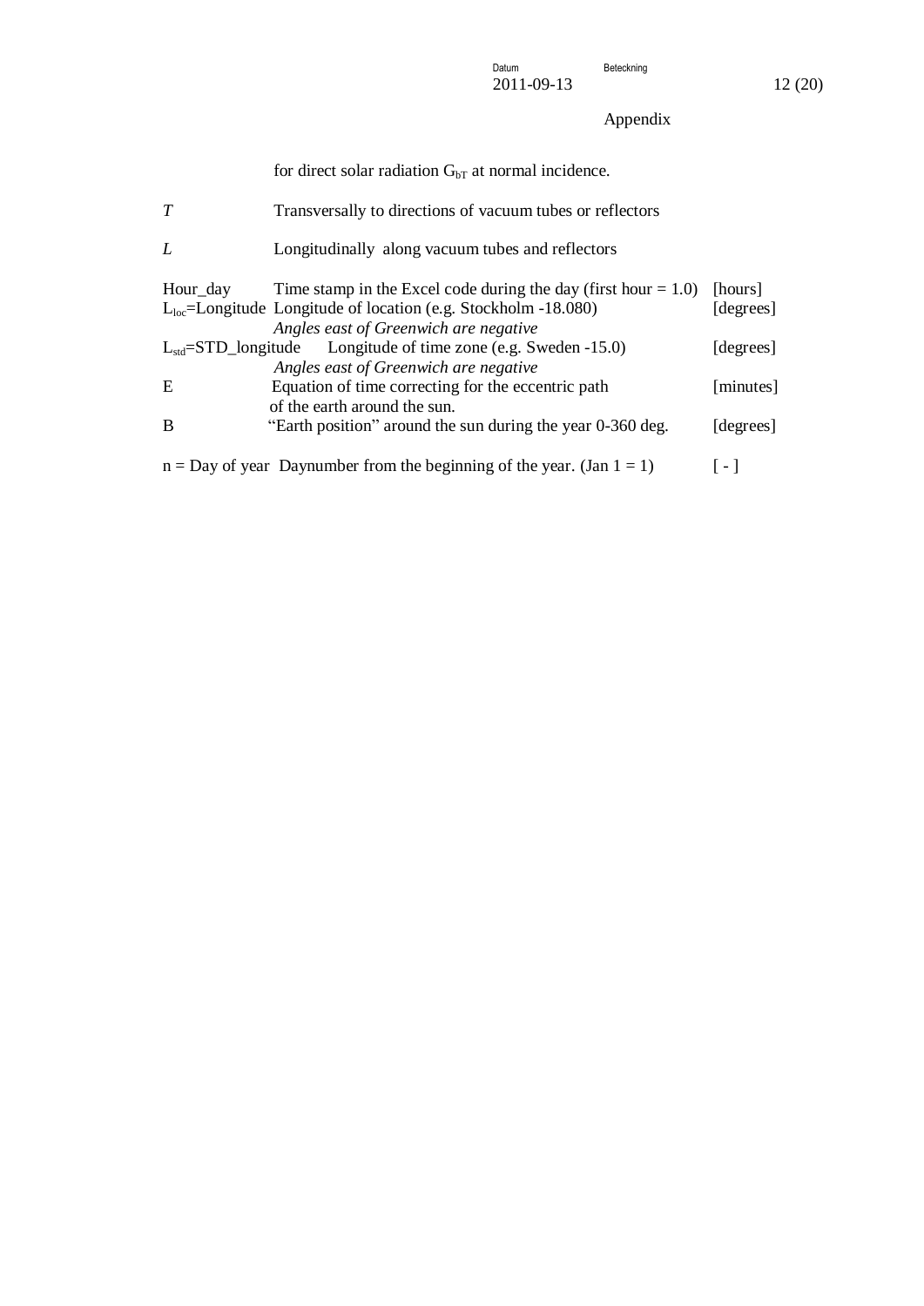for direct solar radiation $G_{bT}$ at normal incidence.

| | | |
|---|---|---|
| *T* | Transversally to directions of vacuum tubes or reflectors | |
| *L* | Longitudinally along vacuum tubes and reflectors | |
| Hour_day | Time stamp in the Excel code during the day (first hour = 1.0) | [hours] |
| $L_{loc}$=Longitude | Longitude of location (e.g. Stockholm -18.080) *Angles east of Greenwich are negative* | [degrees] |
| $L_{std}$=STD_longitude | Longitude of time zone (e.g. Sweden -15.0) *Angles east of Greenwich are negative* | [degrees] |
| E | Equation of time correcting for the eccentric path of the earth around the sun. | [minutes] |
| B | "Earth position" around the sun during the year 0-360 deg. | [degrees] |
| n = Day of year | Daynumber from the beginning of the year. (Jan 1 = 1) | [ - ] |